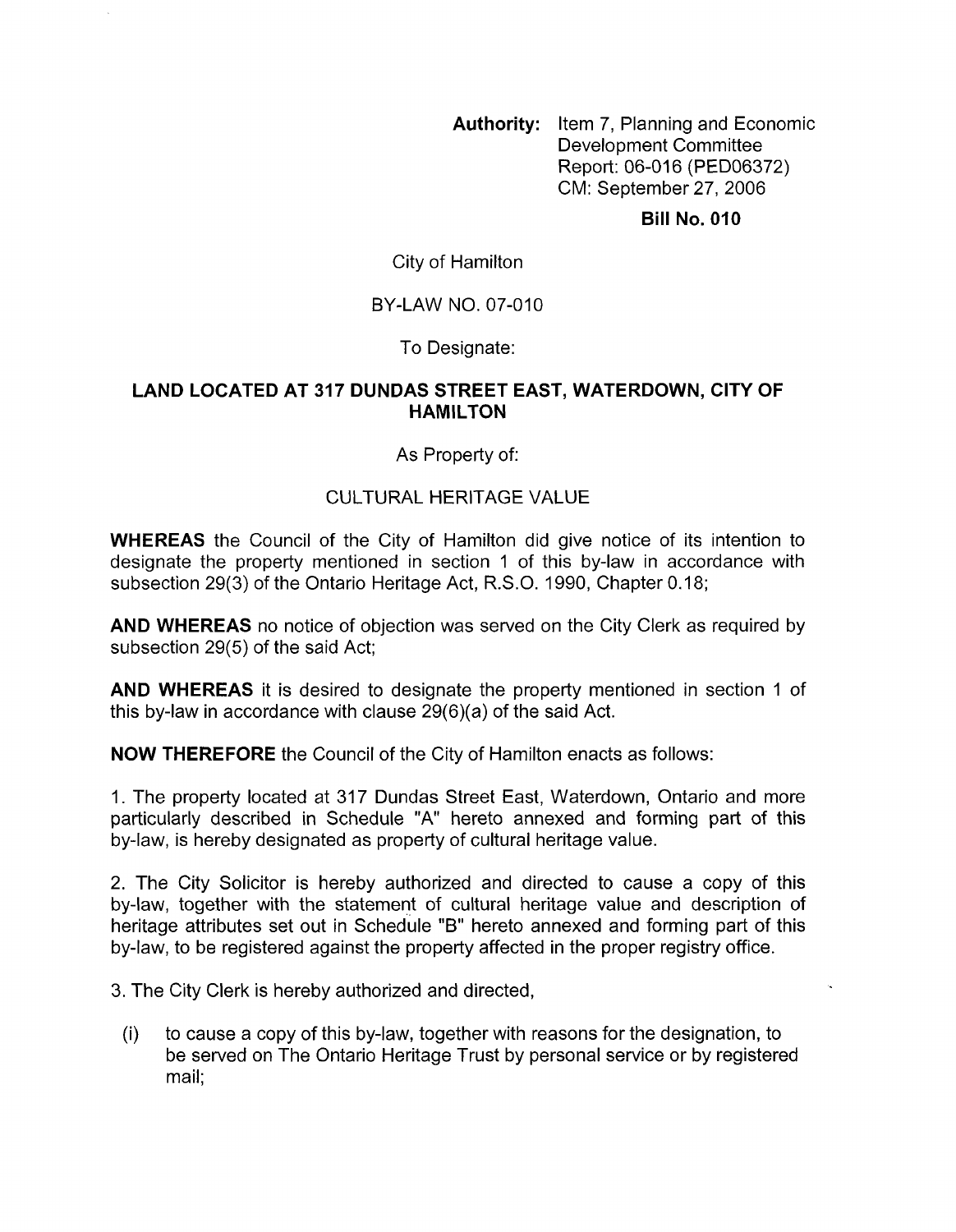**Authority:** Item 7, Planning and Economic Development Committee
Report: 06-016 (PED06372)
CM: September 27, 2006

**Bill No. 010**

City of Hamilton

BY-LAW NO. 07-010

To Designate:

**LAND LOCATED AT 317 DUNDAS STREET EAST, WATERDOWN, CITY OF HAMILTON**

As Property of:

CULTURAL HERITAGE VALUE

**WHEREAS** the Council of the City of Hamilton did give notice of its intention to designate the property mentioned in section 1 of this by-law in accordance with subsection 29(3) of the Ontario Heritage Act, R.S.O. 1990, Chapter 0.18;

**AND WHEREAS** no notice of objection was served on the City Clerk as required by subsection 29(5) of the said Act;

**AND WHEREAS** it is desired to designate the property mentioned in section 1 of this by-law in accordance with clause 29(6)(a) of the said Act.

**NOW THEREFORE** the Council of the City of Hamilton enacts as follows:

1. The property located at 317 Dundas Street East, Waterdown, Ontario and more particularly described in Schedule "A" hereto annexed and forming part of this by-law, is hereby designated as property of cultural heritage value.

2. The City Solicitor is hereby authorized and directed to cause a copy of this by-law, together with the statement of cultural heritage value and description of heritage attributes set out in Schedule "B" hereto annexed and forming part of this by-law, to be registered against the property affected in the proper registry office.

3. The City Clerk is hereby authorized and directed,

(i) to cause a copy of this by-law, together with reasons for the designation, to be served on The Ontario Heritage Trust by personal service or by registered mail;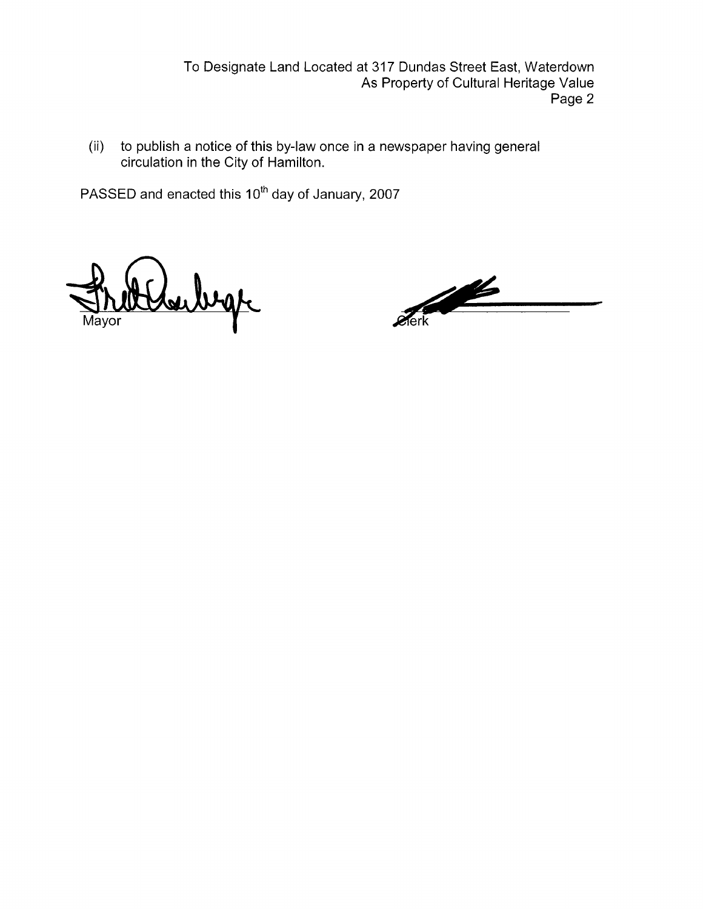(ii) to publish a notice of this by-law once in a newspaper having general circulation in the City of Hamilton.

PASSED and enacted this 10th day of January, 2007

Mayor

Clerk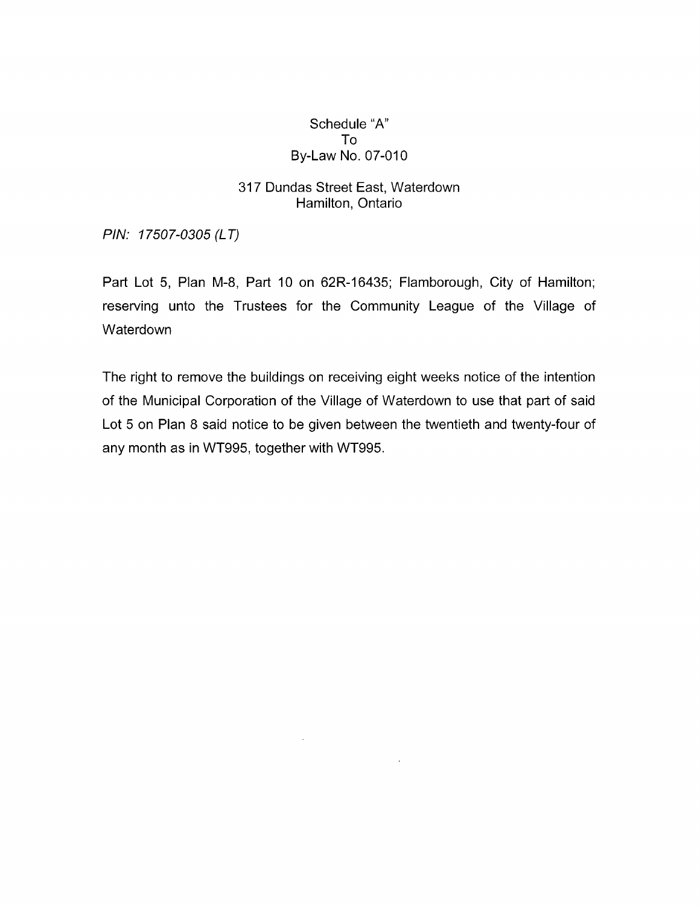Schedule "A"
To
By-Law No. 07-010

317 Dundas Street East, Waterdown
Hamilton, Ontario

*PIN: 17507-0305 (LT)*

Part Lot 5, Plan M-8, Part 10 on 62R-16435; Flamborough, City of Hamilton; reserving unto the Trustees for the Community League of the Village of Waterdown

The right to remove the buildings on receiving eight weeks notice of the intention of the Municipal Corporation of the Village of Waterdown to use that part of said Lot 5 on Plan 8 said notice to be given between the twentieth and twenty-four of any month as in WT995, together with WT995.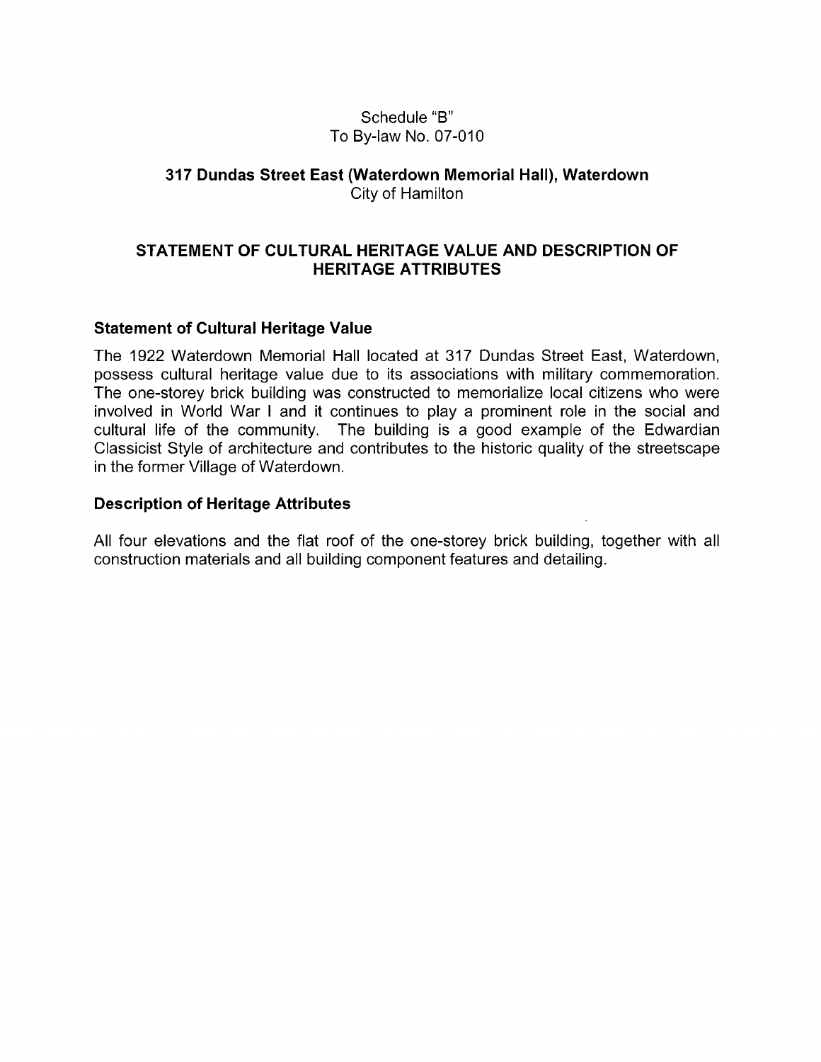Schedule "B"
To By-law No. 07-010

**317 Dundas Street East (Waterdown Memorial Hall), Waterdown**
City of Hamilton

## STATEMENT OF CULTURAL HERITAGE VALUE AND DESCRIPTION OF HERITAGE ATTRIBUTES

### Statement of Cultural Heritage Value

The 1922 Waterdown Memorial Hall located at 317 Dundas Street East, Waterdown, possess cultural heritage value due to its associations with military commemoration. The one-storey brick building was constructed to memorialize local citizens who were involved in World War I and it continues to play a prominent role in the social and cultural life of the community. The building is a good example of the Edwardian Classicist Style of architecture and contributes to the historic quality of the streetscape in the former Village of Waterdown.

### Description of Heritage Attributes

All four elevations and the flat roof of the one-storey brick building, together with all construction materials and all building component features and detailing.